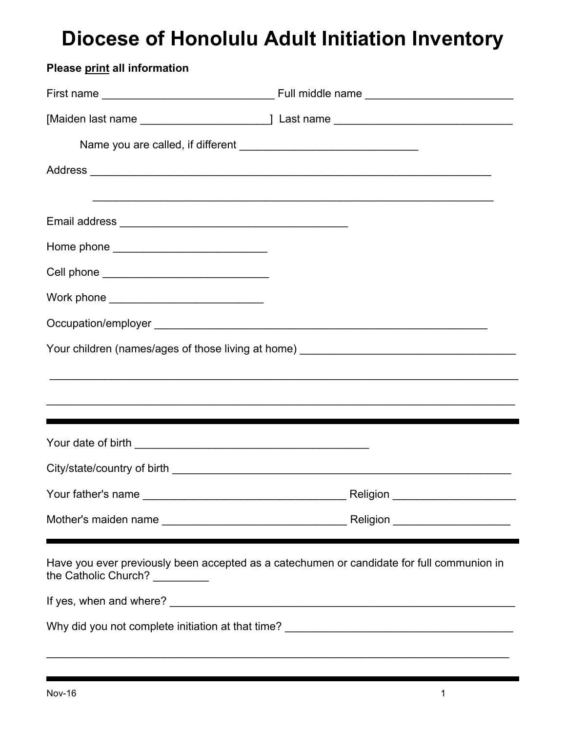# Diocese of Honolulu Adult Initiation Inventory

**Please <u>print</u> all information**

First name ___________________________ Full middle name _______________________

[Maiden last name ____________________] Last name ____________________________

Name you are called, if different ____________________________

Address _______________________________________________________________

_______________________________________________________________

Email address ____________________________________

Home phone ________________________

Cell phone __________________________

Work phone ________________________

Occupation/employer ____________________________________________________

Your children (names/ages of those living at home) __________________________________

__________________________________________________________________________

__________________________________________________________________________

---

Your date of birth _____________________________________

City/state/country of birth ______________________________________________________

Your father's name ________________________________ Religion ___________________

Mother's maiden name _____________________________ Religion __________________

---

Have you ever previously been accepted as a catechumen or candidate for full communion in the Catholic Church? _________

If yes, when and where? ________________________________________________________

Why did you not complete initiation at that time? ____________________________________

__________________________________________________________________________

---

Nov-16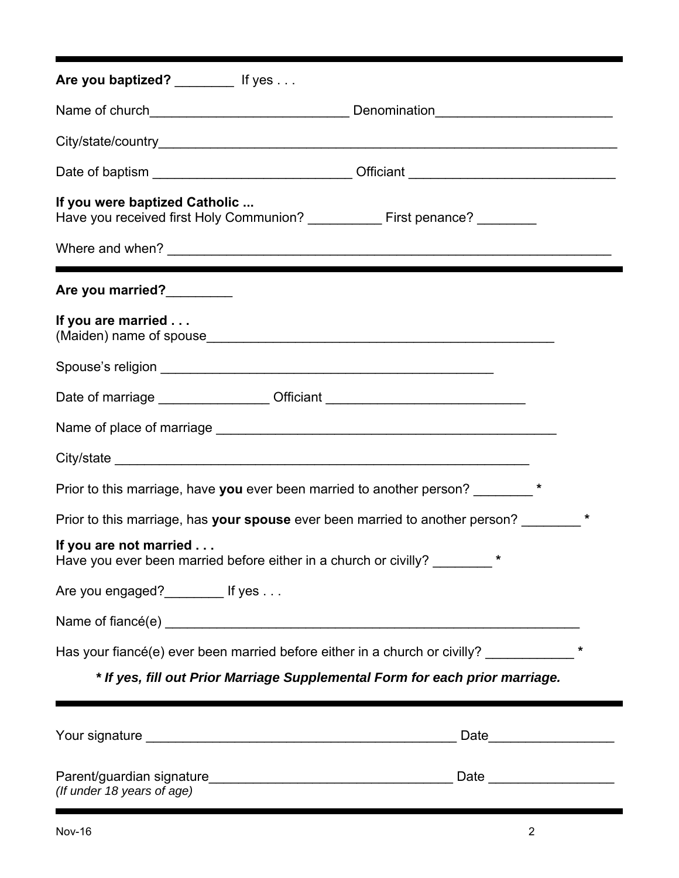**Are you baptized?** ________ If yes . . .

Name of church__________________________ Denomination_______________________

City/state/country_________________________________________________________________

Date of baptism ___________________________ Officiant ___________________________

**If you were baptized Catholic ...**
Have you received first Holy Communion? __________ First penance? ________

Where and when? _____________________________________________________________

---

**Are you married?**_________

**If you are married . . .**
(Maiden) name of spouse______________________________________________

Spouse's religion ____________________________________________

Date of marriage _______________ Officiant __________________________

Name of place of marriage ______________________________________________

City/state ______________________________________________________

Prior to this marriage, have **you** ever been married to another person? ________ *

Prior to this marriage, has **your spouse** ever been married to another person? ________ *

**If you are not married . . .**
Have you ever been married before either in a church or civilly? ________ *

Are you engaged?________ If yes . . .

Name of fiancé(e) _______________________________________________________

Has your fiancé(e) ever been married before either in a church or civilly? ____________ *

***\* If yes, fill out Prior Marriage Supplemental Form for each prior marriage.***

---

Your signature _________________________________________ Date_________________

Parent/guardian signature_________________________________ Date _________________
*(If under 18 years of age)*

Nov-16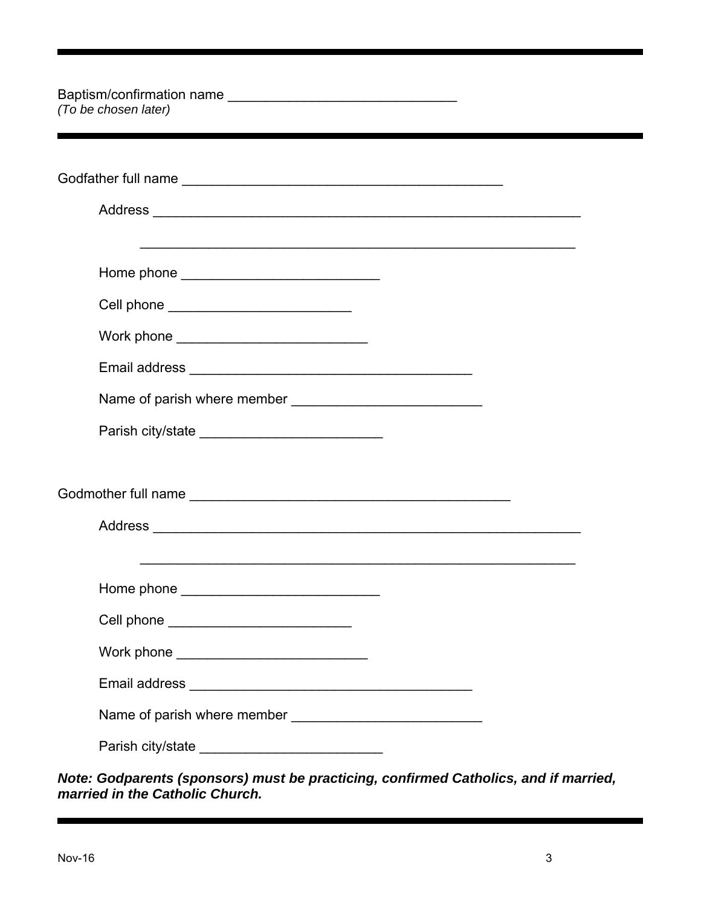---

Baptism/confirmation name ______________________________
*(To be chosen later)*

---

Godfather full name ___________________________________________

Address _________________________________________________________

_________________________________________________________

Home phone __________________________

Cell phone ________________________

Work phone _________________________

Email address _____________________________________

Name of parish where member _________________________

Parish city/state ________________________

Godmother full name ___________________________________________

Address _________________________________________________________

_________________________________________________________

Home phone __________________________

Cell phone ________________________

Work phone _________________________

Email address _____________________________________

Name of parish where member _________________________

Parish city/state ________________________

***Note: Godparents (sponsors) must be practicing, confirmed Catholics, and if married, married in the Catholic Church.***

---

Nov-16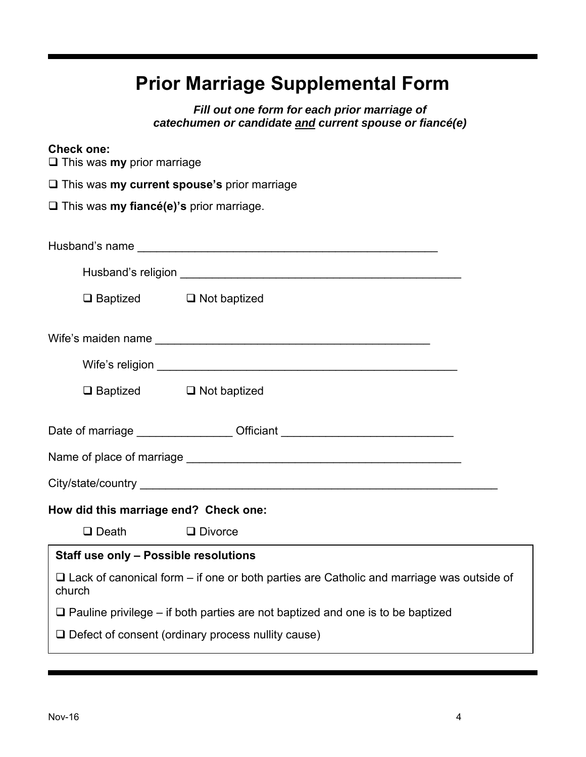# Prior Marriage Supplemental Form

***Fill out one form for each prior marriage of catechumen or candidate <u>and</u> current spouse or fiancé(e)***

**Check one:**

❑ This was **my** prior marriage

❑ This was **my current spouse's** prior marriage

❑ This was **my fiancé(e)'s** prior marriage.

Husband's name ______________________________________________

Husband's religion ____________________________________________

❑ Baptized ❑ Not baptized

Wife's maiden name __________________________________________

Wife's religion _______________________________________________

❑ Baptized ❑ Not baptized

Date of marriage _______________ Officiant ___________________________

Name of place of marriage ___________________________________________

City/state/country _________________________________________________________

**How did this marriage end? Check one:**

❑ Death ❑ Divorce

**Staff use only – Possible resolutions**

❑ Lack of canonical form – if one or both parties are Catholic and marriage was outside of church

❑ Pauline privilege – if both parties are not baptized and one is to be baptized

❑ Defect of consent (ordinary process nullity cause)

Nov-16